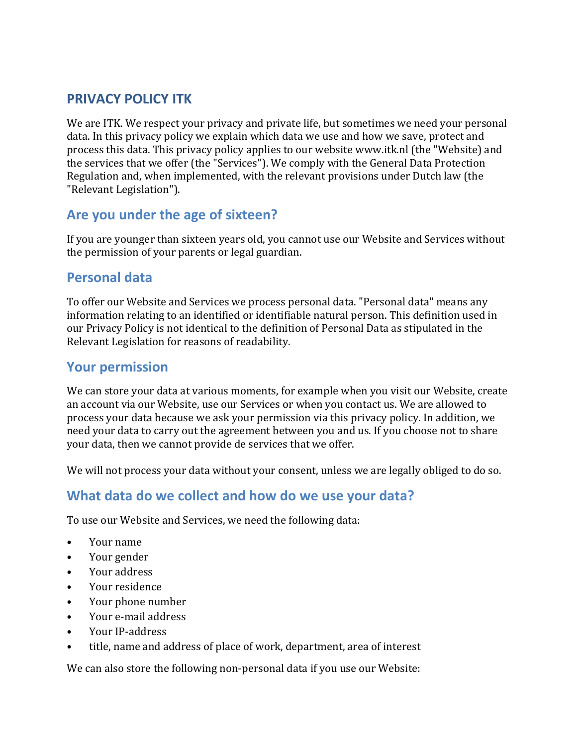# PRIVACY POLICY ITK

We are ITK. We respect your privacy and private life, but sometimes we need your personal data. In this privacy policy we explain which data we use and how we save, protect and process this data. This privacy policy applies to our website www.itk.nl (the "Website) and the services that we offer (the "Services"). We comply with the General Data Protection Regulation and, when implemented, with the relevant provisions under Dutch law (the "Relevant Legislation").

## Are you under the age of sixteen?

If you are younger than sixteen years old, you cannot use our Website and Services without the permission of your parents or legal guardian.

## Personal data

To offer our Website and Services we process personal data. "Personal data" means any information relating to an identified or identifiable natural person. This definition used in our Privacy Policy is not identical to the definition of Personal Data as stipulated in the Relevant Legislation for reasons of readability.

## Your permission

We can store your data at various moments, for example when you visit our Website, create an account via our Website, use our Services or when you contact us. We are allowed to process your data because we ask your permission via this privacy policy. In addition, we need your data to carry out the agreement between you and us. If you choose not to share your data, then we cannot provide de services that we offer.

We will not process your data without your consent, unless we are legally obliged to do so.

## What data do we collect and how do we use your data?

To use our Website and Services, we need the following data:

- Your name
- Your gender
- Your address
- Your residence
- Your phone number
- Your e-mail address
- Your IP-address
- title, name and address of place of work, department, area of interest

We can also store the following non-personal data if you use our Website: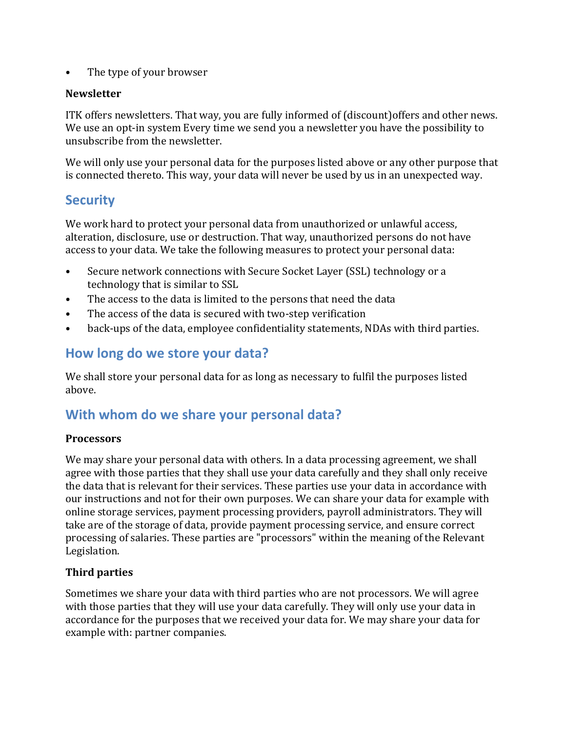- The type of your browser

**Newsletter**

ITK offers newsletters. That way, you are fully informed of (discount)offers and other news. We use an opt-in system Every time we send you a newsletter you have the possibility to unsubscribe from the newsletter.

We will only use your personal data for the purposes listed above or any other purpose that is connected thereto. This way, your data will never be used by us in an unexpected way.

## Security

We work hard to protect your personal data from unauthorized or unlawful access, alteration, disclosure, use or destruction. That way, unauthorized persons do not have access to your data. We take the following measures to protect your personal data:

- Secure network connections with Secure Socket Layer (SSL) technology or a technology that is similar to SSL
- The access to the data is limited to the persons that need the data
- The access of the data is secured with two-step verification
- back-ups of the data, employee confidentiality statements, NDAs with third parties.

## How long do we store your data?

We shall store your personal data for as long as necessary to fulfil the purposes listed above.

## With whom do we share your personal data?

**Processors**

We may share your personal data with others. In a data processing agreement, we shall agree with those parties that they shall use your data carefully and they shall only receive the data that is relevant for their services. These parties use your data in accordance with our instructions and not for their own purposes. We can share your data for example with online storage services, payment processing providers, payroll administrators. They will take are of the storage of data, provide payment processing service, and ensure correct processing of salaries. These parties are "processors" within the meaning of the Relevant Legislation.

**Third parties**

Sometimes we share your data with third parties who are not processors. We will agree with those parties that they will use your data carefully. They will only use your data in accordance for the purposes that we received your data for. We may share your data for example with: partner companies.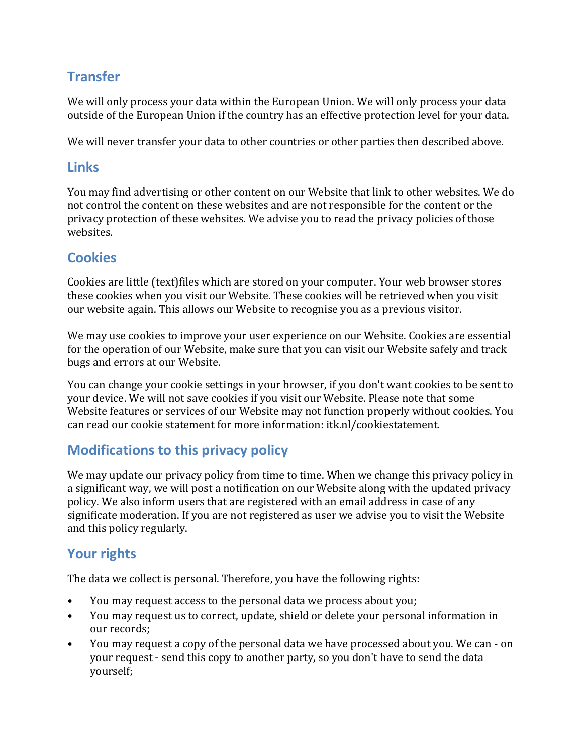## Transfer

We will only process your data within the European Union. We will only process your data outside of the European Union if the country has an effective protection level for your data.

We will never transfer your data to other countries or other parties then described above.

## Links

You may find advertising or other content on our Website that link to other websites. We do not control the content on these websites and are not responsible for the content or the privacy protection of these websites. We advise you to read the privacy policies of those websites.

## Cookies

Cookies are little (text)files which are stored on your computer. Your web browser stores these cookies when you visit our Website. These cookies will be retrieved when you visit our website again. This allows our Website to recognise you as a previous visitor.

We may use cookies to improve your user experience on our Website. Cookies are essential for the operation of our Website, make sure that you can visit our Website safely and track bugs and errors at our Website.

You can change your cookie settings in your browser, if you don't want cookies to be sent to your device. We will not save cookies if you visit our Website. Please note that some Website features or services of our Website may not function properly without cookies. You can read our cookie statement for more information: itk.nl/cookiestatement.

## Modifications to this privacy policy

We may update our privacy policy from time to time. When we change this privacy policy in a significant way, we will post a notification on our Website along with the updated privacy policy. We also inform users that are registered with an email address in case of any significate moderation. If you are not registered as user we advise you to visit the Website and this policy regularly.

## Your rights

The data we collect is personal. Therefore, you have the following rights:

- You may request access to the personal data we process about you;
- You may request us to correct, update, shield or delete your personal information in our records;
- You may request a copy of the personal data we have processed about you. We can - on your request - send this copy to another party, so you don't have to send the data yourself;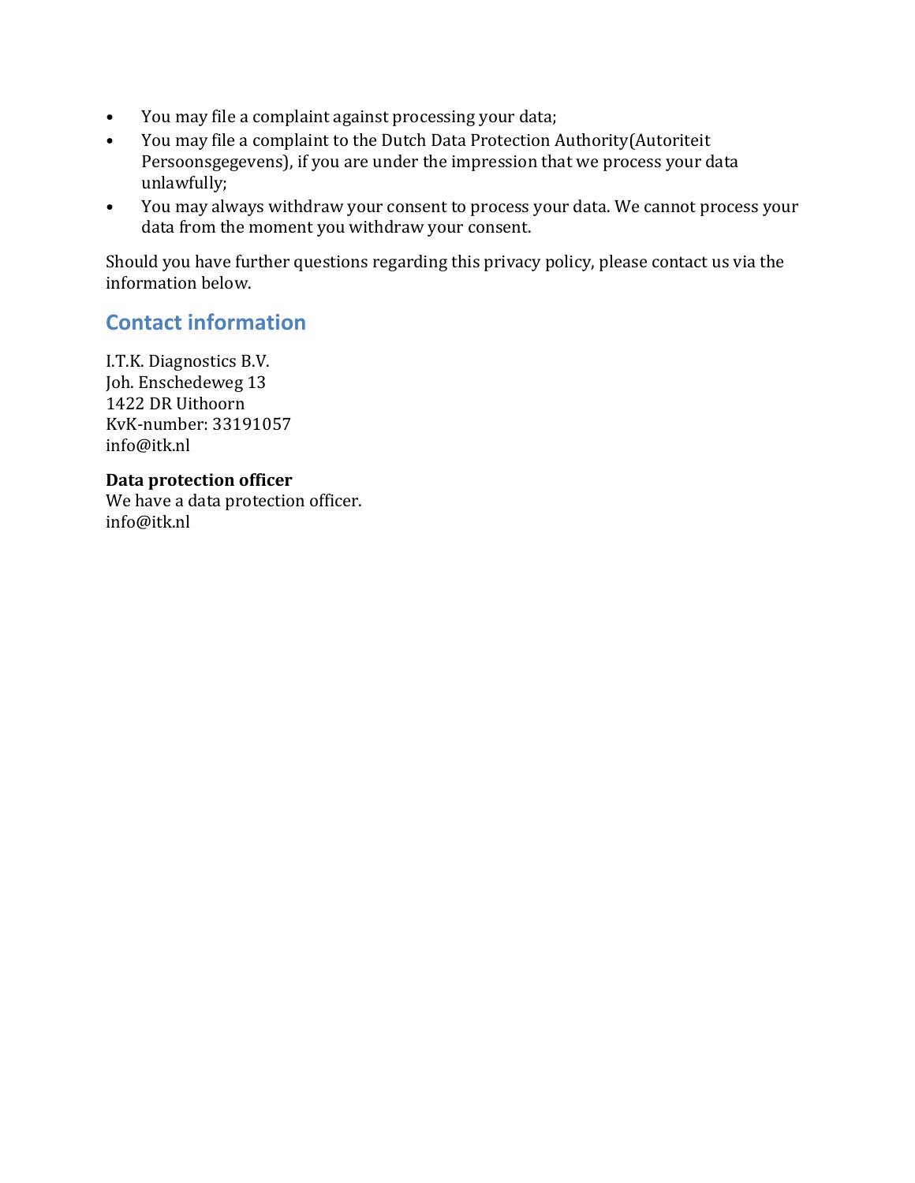- You may file a complaint against processing your data;
- You may file a complaint to the Dutch Data Protection Authority(Autoriteit Persoonsgegevens), if you are under the impression that we process your data unlawfully;
- You may always withdraw your consent to process your data. We cannot process your data from the moment you withdraw your consent.

Should you have further questions regarding this privacy policy, please contact us via the information below.

## Contact information

I.T.K. Diagnostics B.V.
Joh. Enschedeweg 13
1422 DR Uithoorn
KvK-number: 33191057
info@itk.nl

**Data protection officer**
We have a data protection officer.
info@itk.nl